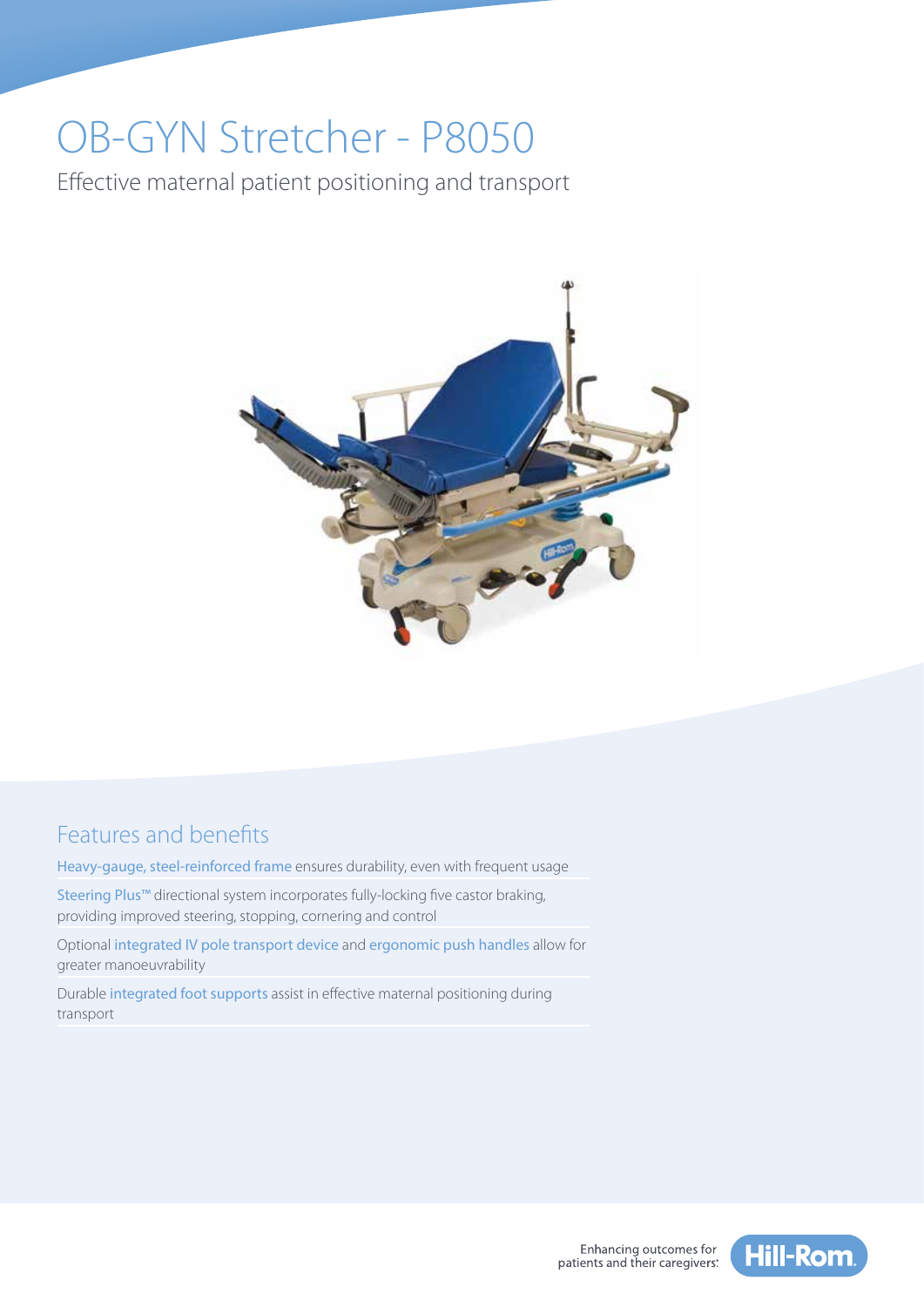# OB-GYN Stretcher - P8050

Effective maternal patient positioning and transport

## Features and benefits

Heavy-gauge, steel-reinforced frame ensures durability, even with frequent usage

Steering Plus™ directional system incorporates fully-locking five castor braking, providing improved steering, stopping, cornering and control

Optional integrated IV pole transport device and ergonomic push handles allow for greater manoeuvrability

Durable integrated foot supports assist in effective maternal positioning during transport

Enhancing outcomes for patients and their caregivers.®

Hill-Rom.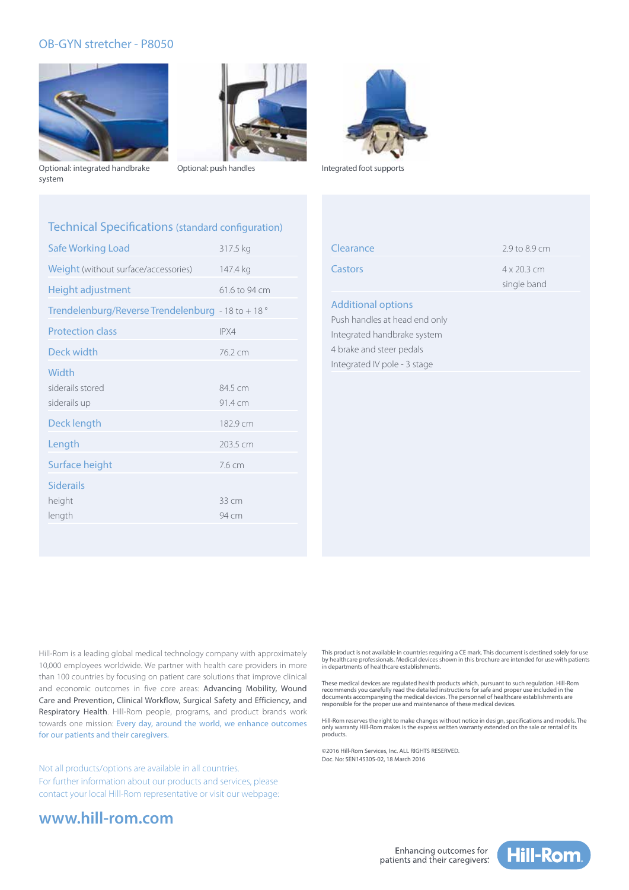## OB-GYN stretcher - P8050

Optional: integrated handbrake system

Optional: push handles

Integrated foot supports

### Technical Specifications (standard configuration)

| | |
|---|---|
| Safe Working Load | 317.5 kg |
| Weight (without surface/accessories) | 147.4 kg |
| Height adjustment | 61.6 to 94 cm |
| Trendelenburg/Reverse Trendelenburg | - 18 to + 18 ° |
| Protection class | IPX4 |
| Deck width | 76.2 cm |
| **Width** | |
| siderails stored | 84.5 cm |
| siderails up | 91.4 cm |
| Deck length | 182.9 cm |
| Length | 203.5 cm |
| Surface height | 7.6 cm |
| **Siderails** | |
| height | 33 cm |
| length | 94 cm |
| Clearance | 2.9 to 8.9 cm |
| Castors | 4 x 20.3 cm single band |

### Additional options

Push handles at head end only
Integrated handbrake system
4 brake and steer pedals
Integrated IV pole - 3 stage

Hill-Rom is a leading global medical technology company with approximately 10,000 employees worldwide. We partner with health care providers in more than 100 countries by focusing on patient care solutions that improve clinical and economic outcomes in five core areas: Advancing Mobility, Wound Care and Prevention, Clinical Workflow, Surgical Safety and Efficiency, and Respiratory Health. Hill-Rom people, programs, and product brands work towards one mission: Every day, around the world, we enhance outcomes for our patients and their caregivers.

Not all products/options are available in all countries.
For further information about our products and services, please contact your local Hill-Rom representative or visit our webpage:

## www.hill-rom.com

This product is not available in countries requiring a CE mark. This document is destined solely for use by healthcare professionals. Medical devices shown in this brochure are intended for use with patients in departments of healthcare establishments.

These medical devices are regulated health products which, pursuant to such regulation. Hill-Rom recommends you carefully read the detailed instructions for safe and proper use included in the documents accompanying the medical devices. The personnel of healthcare establishments are responsible for the proper use and maintenance of these medical devices.

Hill-Rom reserves the right to make changes without notice in design, specifications and models. The only warranty Hill-Rom makes is the express written warranty extended on the sale or rental of its products.

©2016 Hill-Rom Services, Inc. ALL RIGHTS RESERVED.
Doc. No: 5EN145305-02, 18 March 2016

Enhancing outcomes for patients and their caregivers.

Hill-Rom